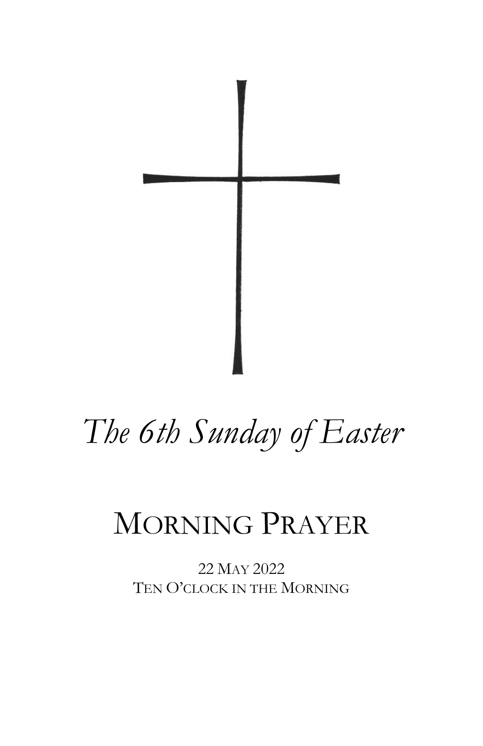# *The 6th Sunday of Easter*

## MORNING PRAYER

22 MAY 2022
TEN O'CLOCK IN THE MORNING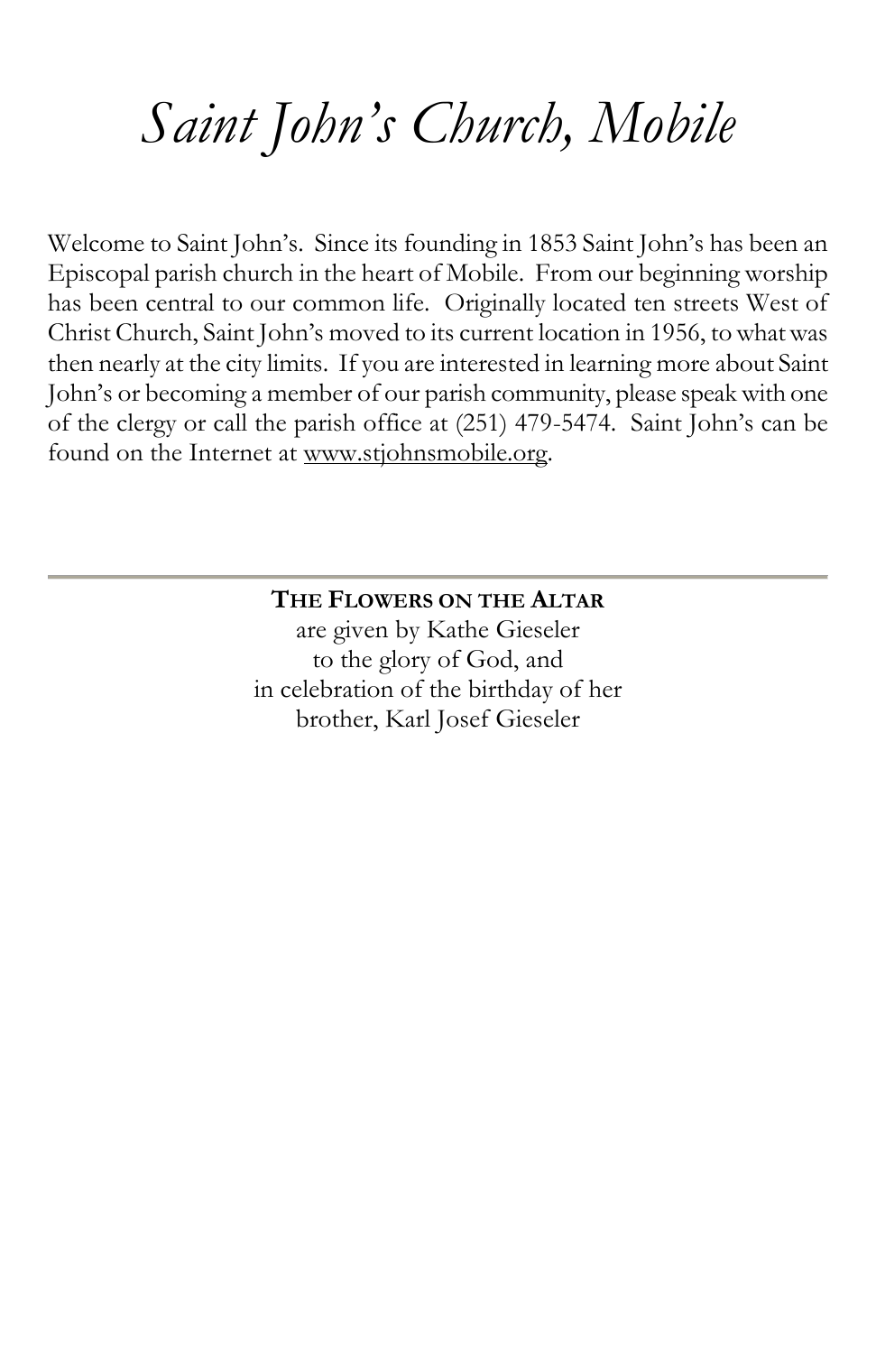# *Saint John's Church, Mobile*

Welcome to Saint John's. Since its founding in 1853 Saint John's has been an Episcopal parish church in the heart of Mobile. From our beginning worship has been central to our common life. Originally located ten streets West of Christ Church, Saint John's moved to its current location in 1956, to what was then nearly at the city limits. If you are interested in learning more about Saint John's or becoming a member of our parish community, please speak with one of the clergy or call the parish office at (251) 479-5474. Saint John's can be found on the Internet at www.stjohnsmobile.org.

---

**THE FLOWERS ON THE ALTAR**
are given by Kathe Gieseler
to the glory of God, and
in celebration of the birthday of her
brother, Karl Josef Gieseler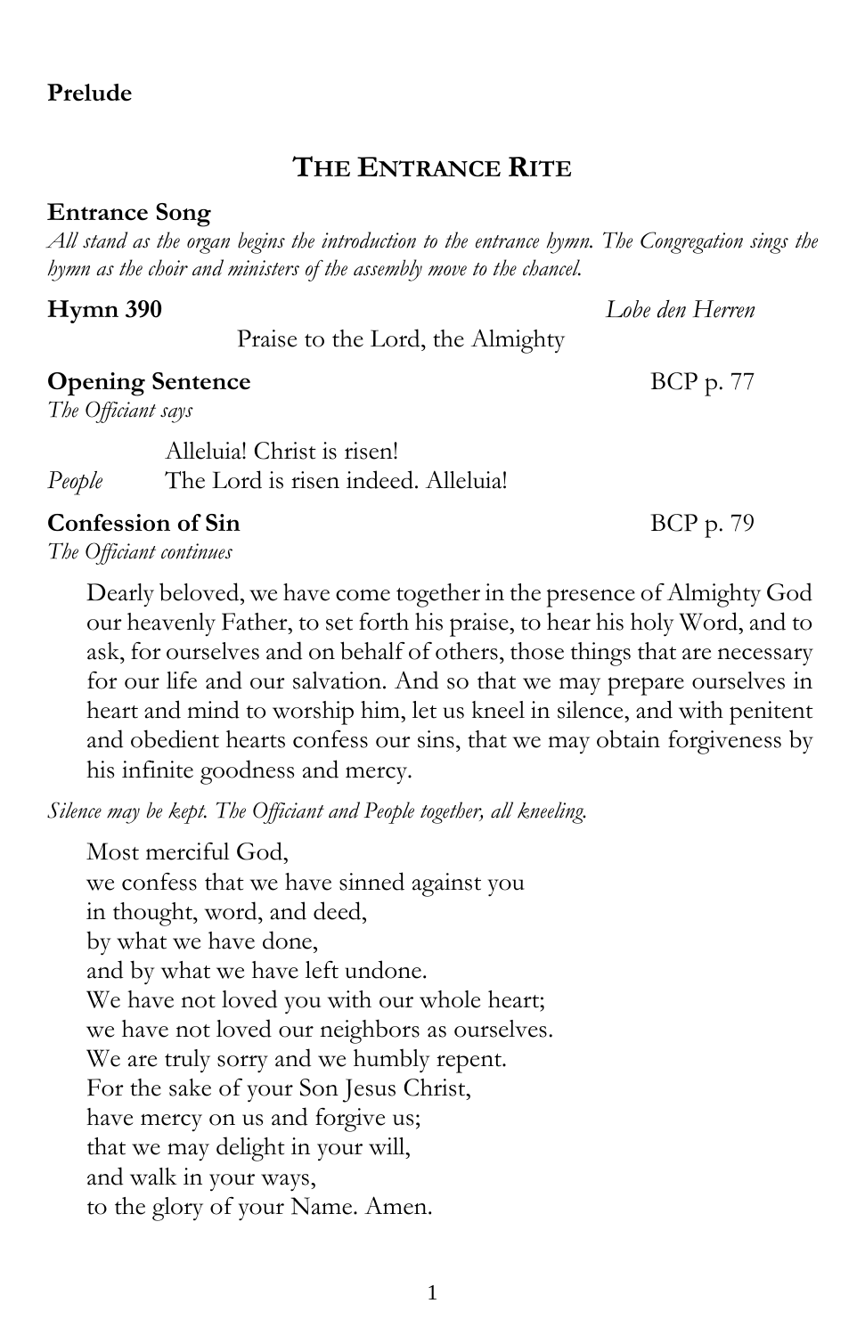**Prelude**

## The Entrance Rite

**Entrance Song**

*All stand as the organ begins the introduction to the entrance hymn. The Congregation sings the hymn as the choir and ministers of the assembly move to the chancel.*

**Hymn 390** *Lobe den Herren*

Praise to the Lord, the Almighty

**Opening Sentence** BCP p. 77

*The Officiant says*

Alleluia! Christ is risen!

*People* The Lord is risen indeed. Alleluia!

**Confession of Sin** BCP p. 79

*The Officiant continues*

Dearly beloved, we have come together in the presence of Almighty God our heavenly Father, to set forth his praise, to hear his holy Word, and to ask, for ourselves and on behalf of others, those things that are necessary for our life and our salvation. And so that we may prepare ourselves in heart and mind to worship him, let us kneel in silence, and with penitent and obedient hearts confess our sins, that we may obtain forgiveness by his infinite goodness and mercy.

*Silence may be kept. The Officiant and People together, all kneeling.*

Most merciful God,  
we confess that we have sinned against you  
in thought, word, and deed,  
by what we have done,  
and by what we have left undone.  
We have not loved you with our whole heart;  
we have not loved our neighbors as ourselves.  
We are truly sorry and we humbly repent.  
For the sake of your Son Jesus Christ,  
have mercy on us and forgive us;  
that we may delight in your will,  
and walk in your ways,  
to the glory of your Name. Amen.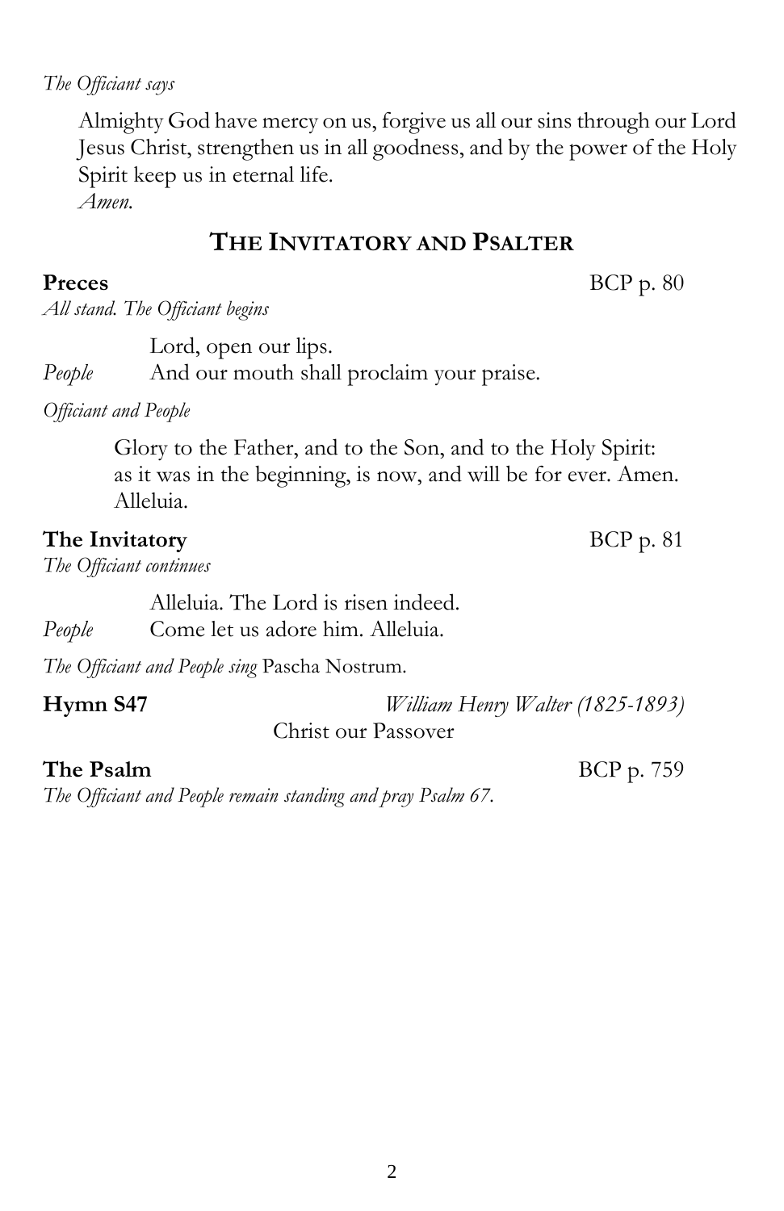*The Officiant says*

Almighty God have mercy on us, forgive us all our sins through our Lord Jesus Christ, strengthen us in all goodness, and by the power of the Holy Spirit keep us in eternal life.
*Amen.*

## THE INVITATORY AND PSALTER

**Preces** BCP p. 80
*All stand. The Officiant begins*

Lord, open our lips.
*People* And our mouth shall proclaim your praise.

*Officiant and People*

Glory to the Father, and to the Son, and to the Holy Spirit:
as it was in the beginning, is now, and will be for ever. Amen.
Alleluia.

**The Invitatory** BCP p. 81
*The Officiant continues*

Alleluia. The Lord is risen indeed.
*People* Come let us adore him. Alleluia.

*The Officiant and People sing* Pascha Nostrum.

**Hymn S47** *William Henry Walter (1825-1893)*
Christ our Passover

**The Psalm** BCP p. 759
*The Officiant and People remain standing and pray Psalm 67.*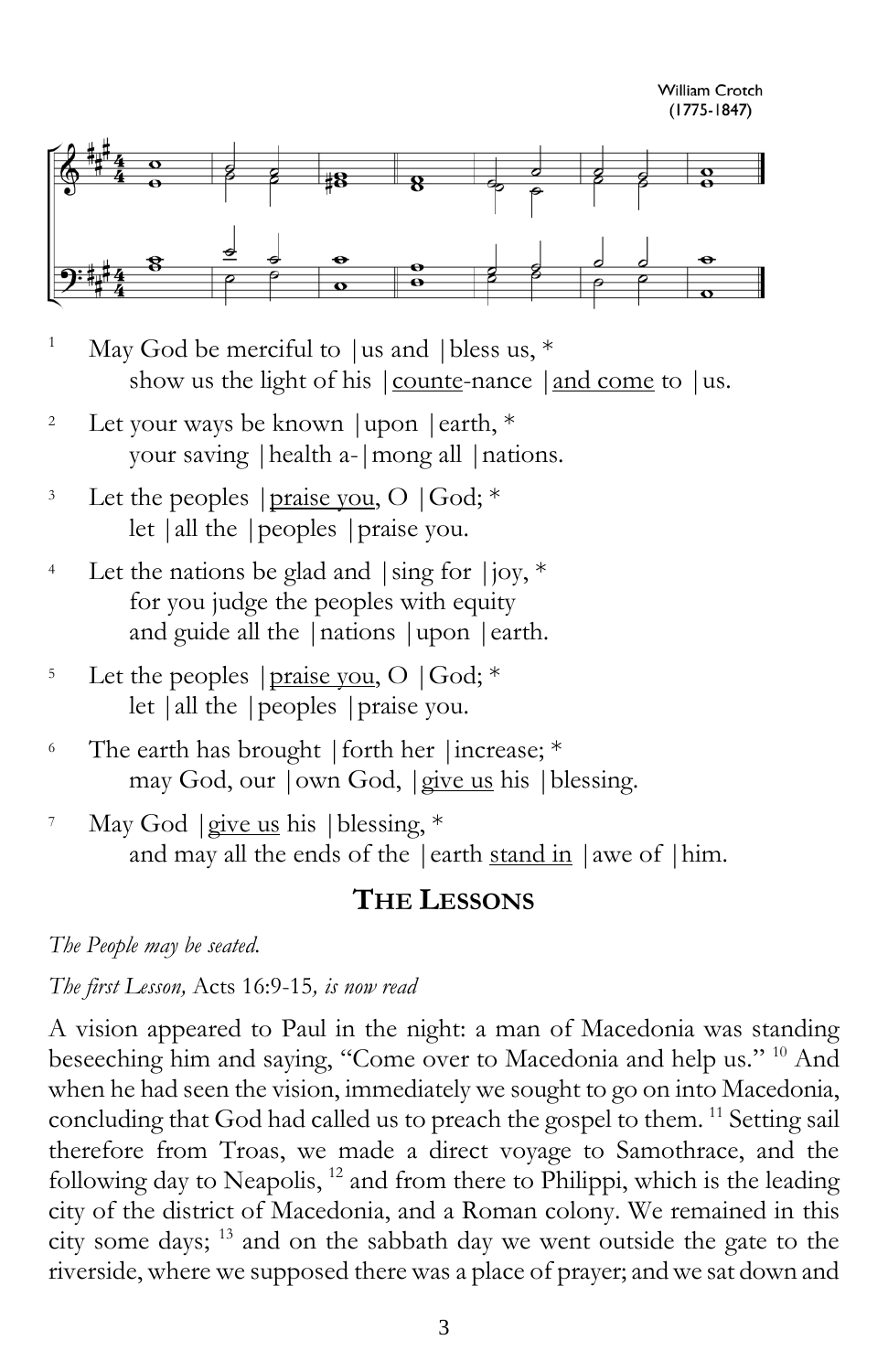William Crotch
(1775-1847)

1. May God be merciful to |us and |bless us, *
   show us the light of his |<u>counte</u>-nance |<u>and come</u> to |us.

2. Let your ways be known |upon |earth, *
   your saving |health a-|mong all |nations.

3. Let the peoples |<u>praise you</u>, O |God; *
   let |all the |peoples |praise you.

4. Let the nations be glad and |sing for |joy, *
   for you judge the peoples with equity
   and guide all the |nations |upon |earth.

5. Let the peoples |<u>praise you</u>, O |God; *
   let |all the |peoples |praise you.

6. The earth has brought |forth her |increase; *
   may God, our |own God, |<u>give us</u> his |blessing.

7. May God |<u>give us</u> his |blessing, *
   and may all the ends of the |earth <u>stand in</u> |awe of |him.

## THE LESSONS

*The People may be seated.*

*The first Lesson,* Acts 16:9-15*, is now read*

A vision appeared to Paul in the night: a man of Macedonia was standing beseeching him and saying, "Come over to Macedonia and help us." [10] And when he had seen the vision, immediately we sought to go on into Macedonia, concluding that God had called us to preach the gospel to them. [11] Setting sail therefore from Troas, we made a direct voyage to Samothrace, and the following day to Neapolis, [12] and from there to Philippi, which is the leading city of the district of Macedonia, and a Roman colony. We remained in this city some days; [13] and on the sabbath day we went outside the gate to the riverside, where we supposed there was a place of prayer; and we sat down and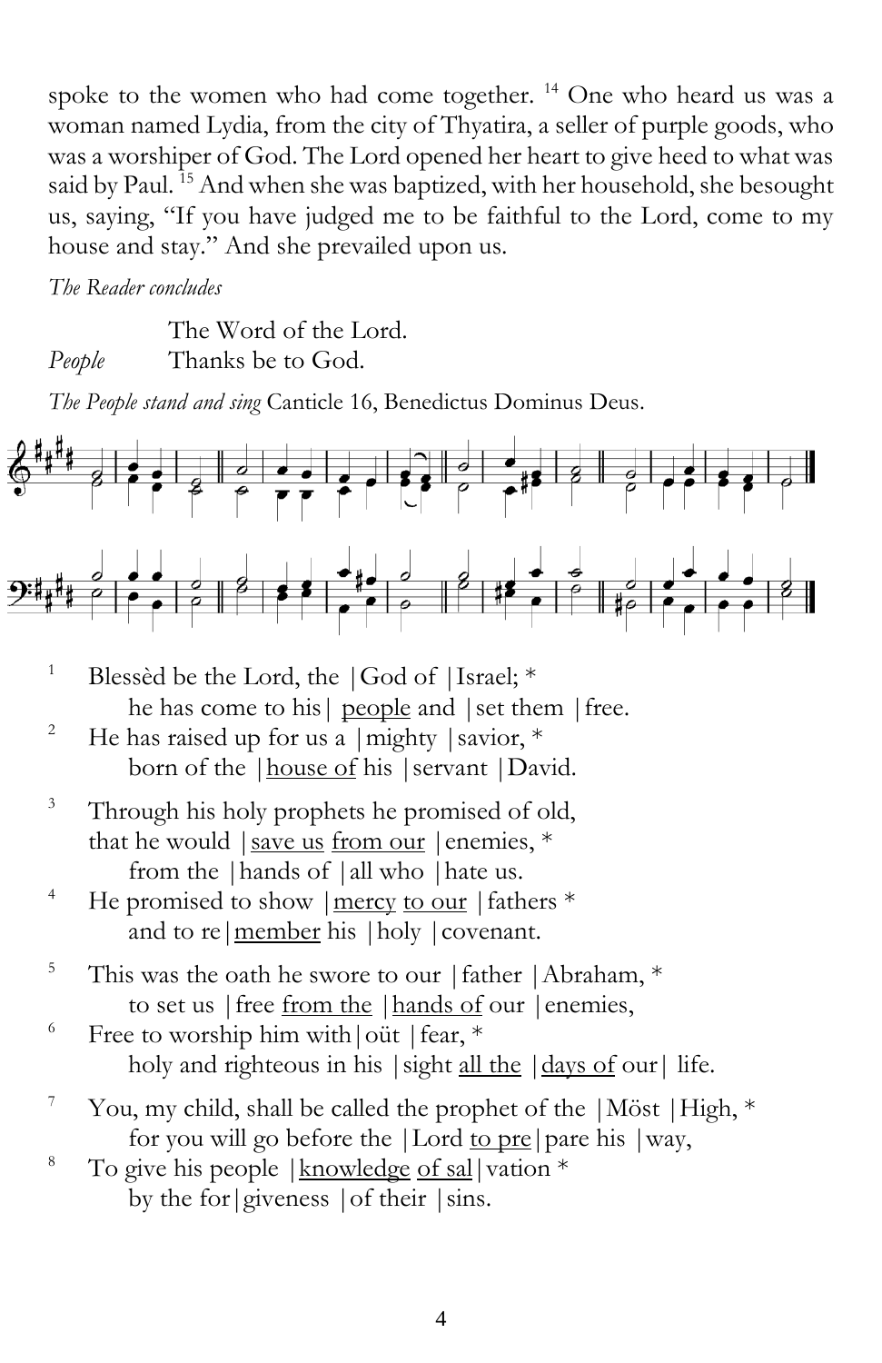spoke to the women who had come together. [14] One who heard us was a woman named Lydia, from the city of Thyatira, a seller of purple goods, who was a worshiper of God. The Lord opened her heart to give heed to what was said by Paul. [15] And when she was baptized, with her household, she besought us, saying, "If you have judged me to be faithful to the Lord, come to my house and stay." And she prevailed upon us.

*The Reader concludes*

The Word of the Lord.

*People* Thanks be to God.

*The People stand and sing* Canticle 16, Benedictus Dominus Deus.

1. Blessèd be the Lord, the |God of |Israel; *
    he has come to his| <u>people</u> and |set them |free.
2. He has raised up for us a |mighty |savior, *
    born of the |<u>house of</u> his |servant |David.

3. Through his holy prophets he promised of old,
    that he would |<u>save us</u> <u>from our</u> |enemies, *
    from the |hands of |all who |hate us.
4. He promised to show |<u>mercy</u> <u>to our</u> |fathers *
    and to re|<u>member</u> his |holy |covenant.

5. This was the oath he swore to our |father |Abraham, *
    to set us |free <u>from the</u> |<u>hands of</u> our |enemies,
6. Free to worship him with|oüt |fear, *
    holy and righteous in his |sight <u>all the</u> |<u>days of</u> our| life.

7. You, my child, shall be called the prophet of the |Möst |High, *
    for you will go before the |Lord <u>to pre</u>|pare his |way,
8. To give his people |<u>knowledge</u> <u>of sal</u>|vation *
    by the for|giveness |of their |sins.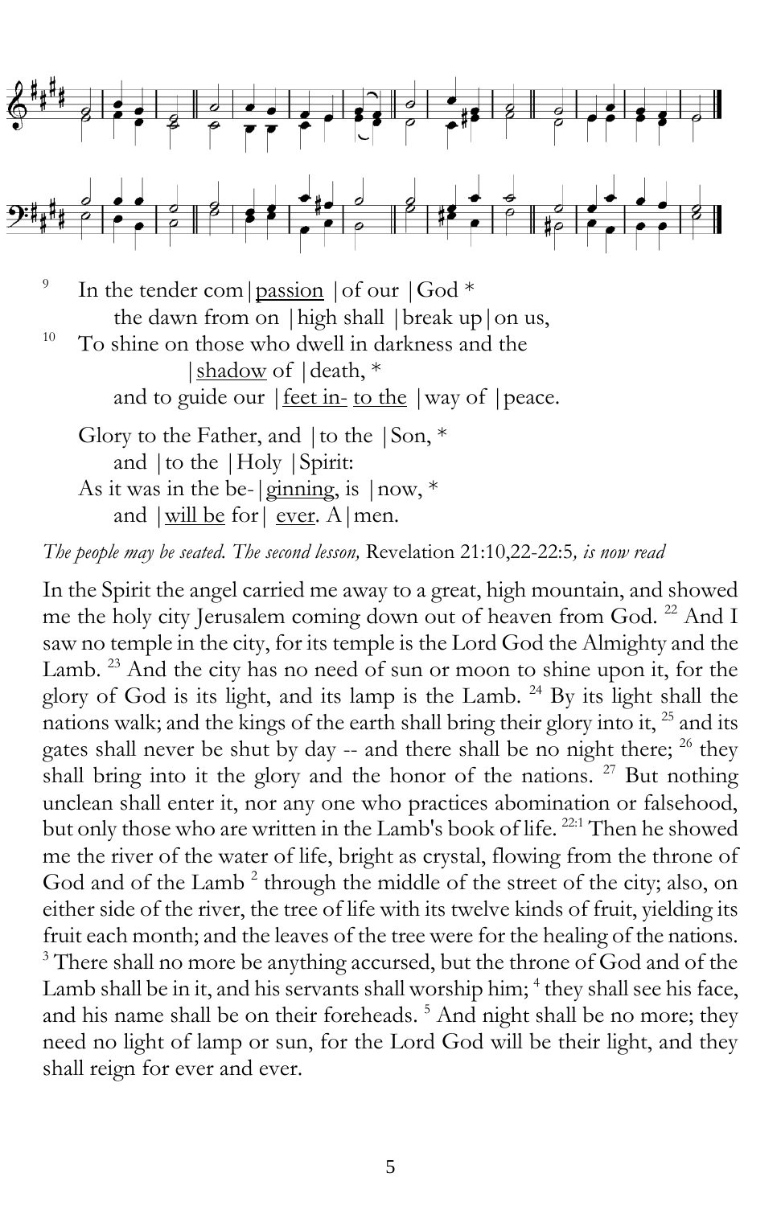[9] In the tender com|<u>passion</u> |of our |God *
    the dawn from on |high shall |break up|on us,

[10] To shine on those who dwell in darkness and the |<u>shadow</u> of |death, *
    and to guide our |<u>feet in-</u> <u>to the</u> |way of |peace.

Glory to the Father, and |to the |Son, *
    and |to the |Holy |Spirit:
As it was in the be-|<u>ginning</u>, is |now, *
    and |<u>will be</u> for| <u>ever</u>. A|men.

*The people may be seated. The second lesson,* Revelation 21:10,22-22:5*, is now read*

In the Spirit the angel carried me away to a great, high mountain, and showed me the holy city Jerusalem coming down out of heaven from God. [22] And I saw no temple in the city, for its temple is the Lord God the Almighty and the Lamb. [23] And the city has no need of sun or moon to shine upon it, for the glory of God is its light, and its lamp is the Lamb. [24] By its light shall the nations walk; and the kings of the earth shall bring their glory into it, [25] and its gates shall never be shut by day -- and there shall be no night there; [26] they shall bring into it the glory and the honor of the nations. [27] But nothing unclean shall enter it, nor any one who practices abomination or falsehood, but only those who are written in the Lamb's book of life. [22:1] Then he showed me the river of the water of life, bright as crystal, flowing from the throne of God and of the Lamb [2] through the middle of the street of the city; also, on either side of the river, the tree of life with its twelve kinds of fruit, yielding its fruit each month; and the leaves of the tree were for the healing of the nations. [3] There shall no more be anything accursed, but the throne of God and of the Lamb shall be in it, and his servants shall worship him; [4] they shall see his face, and his name shall be on their foreheads. [5] And night shall be no more; they need no light of lamp or sun, for the Lord God will be their light, and they shall reign for ever and ever.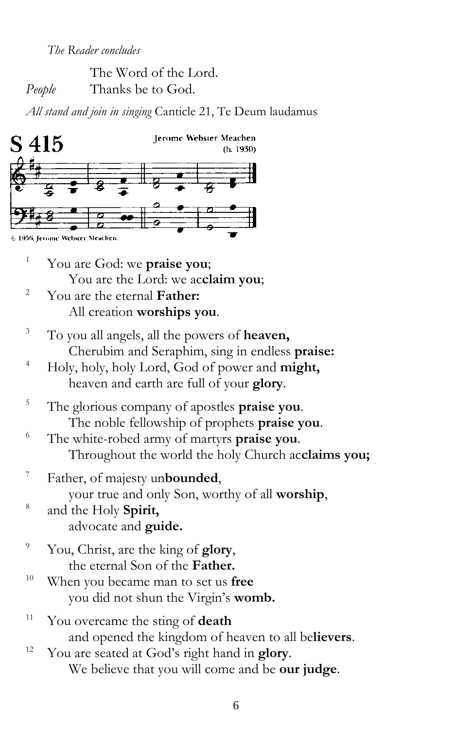*The Reader concludes*

The Word of the Lord.

*People* Thanks be to God.

*All stand and join in singing* Canticle 21, Te Deum laudamus

**S 415**

Jerome Webster Meachen (b. 1930)

© 1956, Jerome Webster Meachen.

[1] You are God: we **praise you**;
You are the Lord: we ac**claim you**;

[2] You are the eternal **Father:**
All creation **worships you**.

[3] To you all angels, all the powers of **heaven,**
Cherubim and Seraphim, sing in endless **praise:**

[4] Holy, holy, holy Lord, God of power and **might,**
heaven and earth are full of your **glory**.

[5] The glorious company of apostles **praise you**.
The noble fellowship of prophets **praise you**.

[6] The white-robed army of martyrs **praise you**.
Throughout the world the holy Church ac**claims you;**

[7] Father, of majesty un**bounded**,
your true and only Son, worthy of all **worship**,

[8] and the Holy **Spirit,**
advocate and **guide.**

[9] You, Christ, are the king of **glory**,
the eternal Son of the **Father.**

[10] When you became man to set us **free**
you did not shun the Virgin's **womb.**

[11] You overcame the sting of **death**
and opened the kingdom of heaven to all be**lievers**.

[12] You are seated at God's right hand in **glory**.
We believe that you will come and be **our judge**.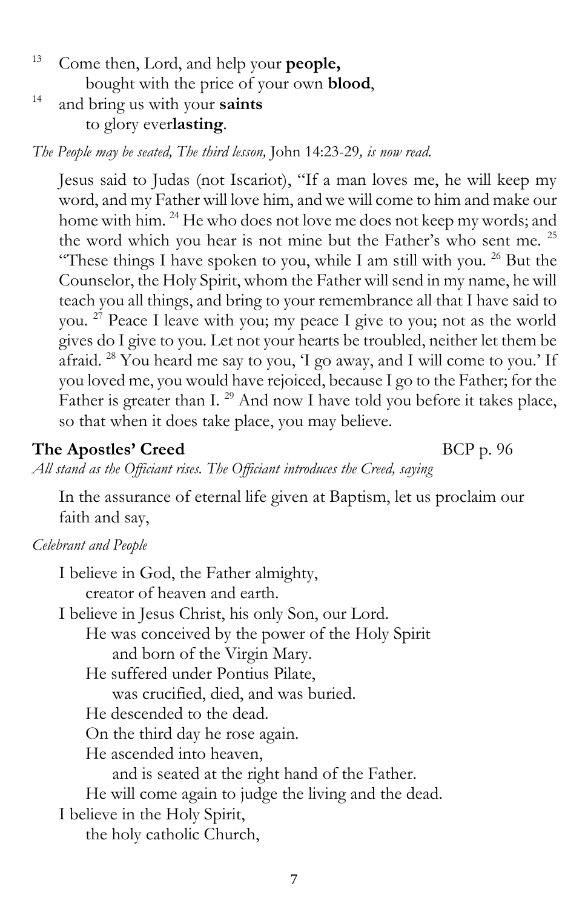[13] Come then, Lord, and help your **people,**
    bought with the price of your own **blood**,
[14] and bring us with your **saints**
    to glory ever**lasting**.

*The People may be seated, The third lesson,* John 14:23-29*, is now read.*

Jesus said to Judas (not Iscariot), "If a man loves me, he will keep my word, and my Father will love him, and we will come to him and make our home with him. [24] He who does not love me does not keep my words; and the word which you hear is not mine but the Father's who sent me. [25] "These things I have spoken to you, while I am still with you. [26] But the Counselor, the Holy Spirit, whom the Father will send in my name, he will teach you all things, and bring to your remembrance all that I have said to you. [27] Peace I leave with you; my peace I give to you; not as the world gives do I give to you. Let not your hearts be troubled, neither let them be afraid. [28] You heard me say to you, 'I go away, and I will come to you.' If you loved me, you would have rejoiced, because I go to the Father; for the Father is greater than I. [29] And now I have told you before it takes place, so that when it does take place, you may believe.

**The Apostles' Creed** BCP p. 96

*All stand as the Officiant rises. The Officiant introduces the Creed, saying*

In the assurance of eternal life given at Baptism, let us proclaim our faith and say,

*Celebrant and People*

I believe in God, the Father almighty,
    creator of heaven and earth.
I believe in Jesus Christ, his only Son, our Lord.
    He was conceived by the power of the Holy Spirit
        and born of the Virgin Mary.
    He suffered under Pontius Pilate,
        was crucified, died, and was buried.
    He descended to the dead.
    On the third day he rose again.
    He ascended into heaven,
        and is seated at the right hand of the Father.
    He will come again to judge the living and the dead.
I believe in the Holy Spirit,
    the holy catholic Church,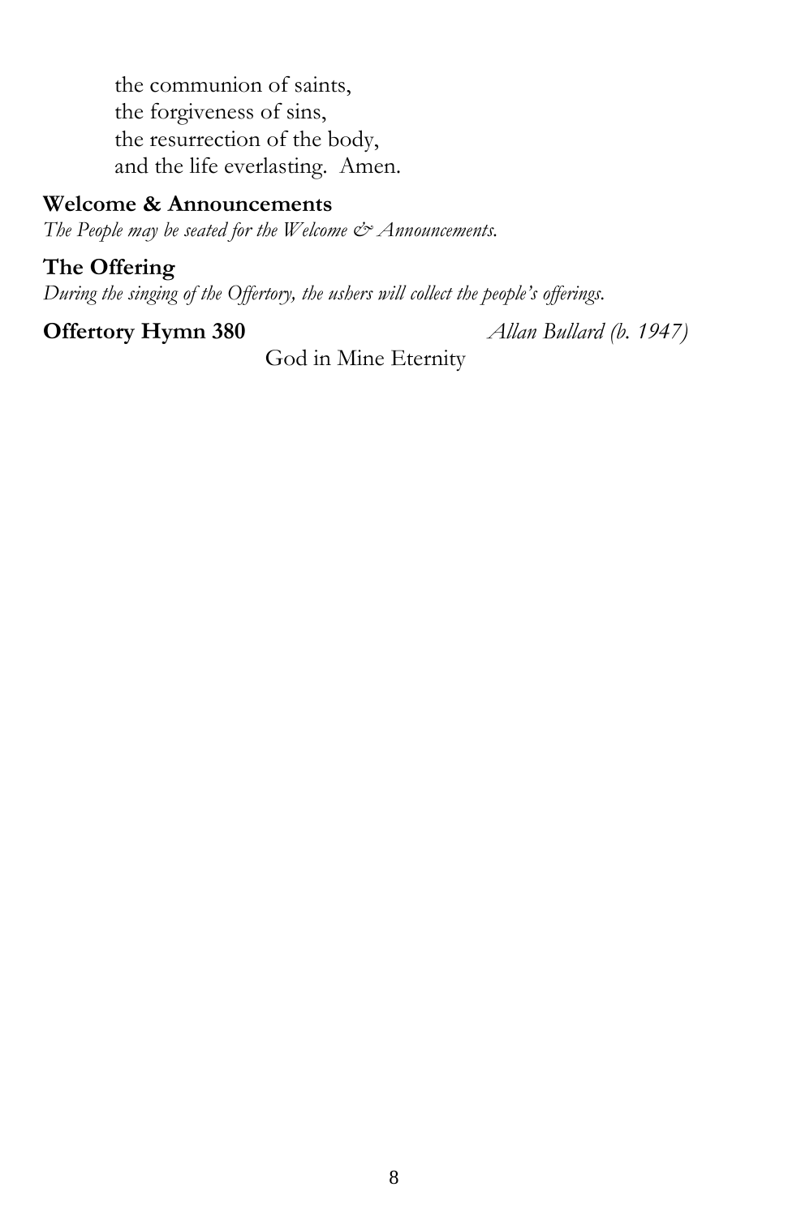the communion of saints,
the forgiveness of sins,
the resurrection of the body,
and the life everlasting. Amen.

**Welcome & Announcements**

*The People may be seated for the Welcome & Announcements.*

**The Offering**

*During the singing of the Offertory, the ushers will collect the people's offerings.*

**Offertory Hymn 380** *Allan Bullard (b. 1947)*

God in Mine Eternity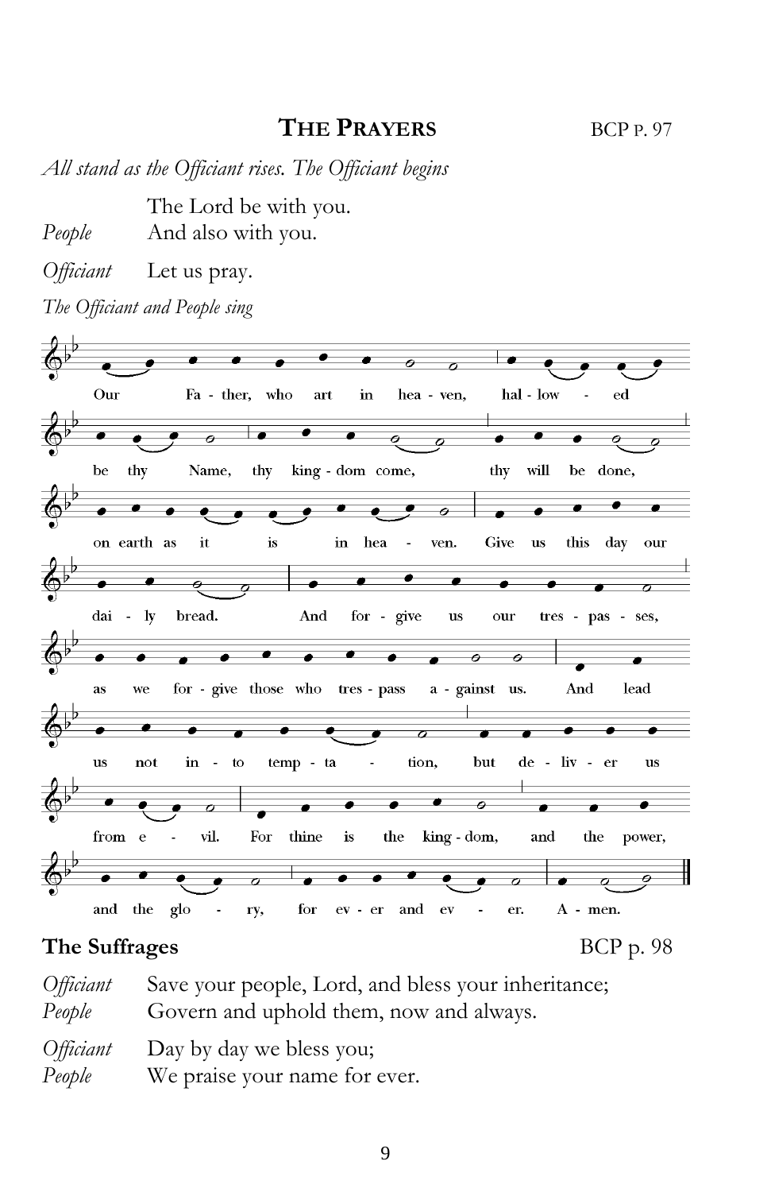## THE PRAYERS

BCP p. 97

*All stand as the Officiant rises. The Officiant begins*

|  |  |
|---|---|
|  | The Lord be with you. |
| *People* | And also with you. |
| *Officiant* | Let us pray. |

*The Officiant and People sing*

Our Father, who art in heaven, hallowed be thy Name, thy kingdom come, thy will be done, on earth as it is in heaven. Give us this day our daily bread. And forgive us our trespasses, as we forgive those who trespass against us. And lead us not into temptation, but deliver us from evil. For thine is the kingdom, and the power, and the glory, for ever and ever. Amen.

### The Suffrages

BCP p. 98

|  |  |
|---|---|
| *Officiant* | Save your people, Lord, and bless your inheritance; |
| *People* | Govern and uphold them, now and always. |
| *Officiant* | Day by day we bless you; |
| *People* | We praise your name for ever. |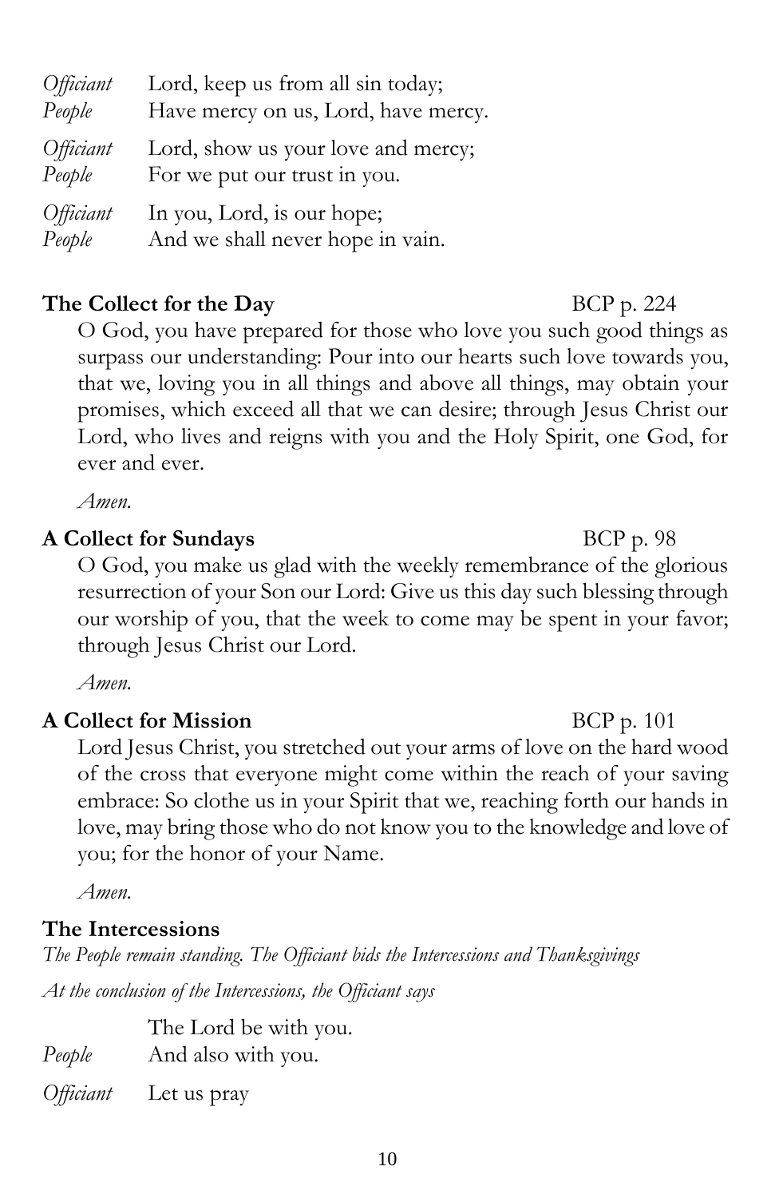*Officiant* Lord, keep us from all sin today;
*People* Have mercy on us, Lord, have mercy.

*Officiant* Lord, show us your love and mercy;
*People* For we put our trust in you.

*Officiant* In you, Lord, is our hope;
*People* And we shall never hope in vain.

**The Collect for the Day** BCP p. 224

O God, you have prepared for those who love you such good things as surpass our understanding: Pour into our hearts such love towards you, that we, loving you in all things and above all things, may obtain your promises, which exceed all that we can desire; through Jesus Christ our Lord, who lives and reigns with you and the Holy Spirit, one God, for ever and ever.

*Amen.*

**A Collect for Sundays** BCP p. 98

O God, you make us glad with the weekly remembrance of the glorious resurrection of your Son our Lord: Give us this day such blessing through our worship of you, that the week to come may be spent in your favor; through Jesus Christ our Lord.

*Amen.*

**A Collect for Mission** BCP p. 101

Lord Jesus Christ, you stretched out your arms of love on the hard wood of the cross that everyone might come within the reach of your saving embrace: So clothe us in your Spirit that we, reaching forth our hands in love, may bring those who do not know you to the knowledge and love of you; for the honor of your Name.

*Amen.*

**The Intercessions**

*The People remain standing. The Officiant bids the Intercessions and Thanksgivings*

*At the conclusion of the Intercessions, the Officiant says*

The Lord be with you.
*People* And also with you.

*Officiant* Let us pray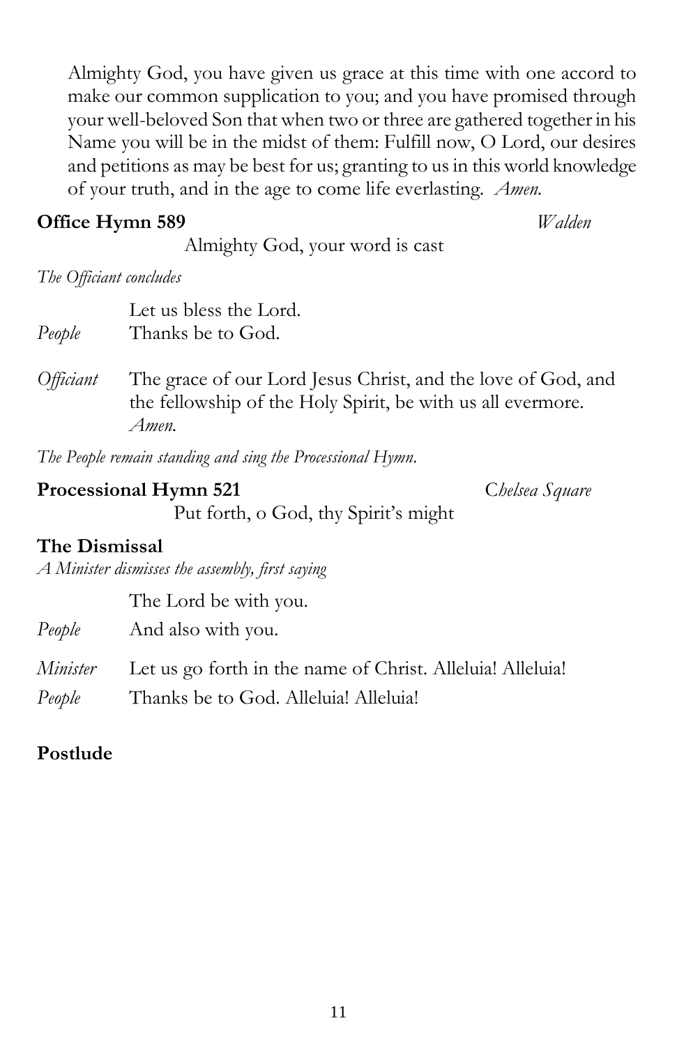Almighty God, you have given us grace at this time with one accord to make our common supplication to you; and you have promised through your well-beloved Son that when two or three are gathered together in his Name you will be in the midst of them: Fulfill now, O Lord, our desires and petitions as may be best for us; granting to us in this world knowledge of your truth, and in the age to come life everlasting. *Amen.*

**Office Hymn 589** *Walden*

Almighty God, your word is cast

*The Officiant concludes*

Let us bless the Lord.
*People* Thanks be to God.

*Officiant* The grace of our Lord Jesus Christ, and the love of God, and the fellowship of the Holy Spirit, be with us all evermore. *Amen.*

*The People remain standing and sing the Processional Hymn.*

**Processional Hymn 521** *Chelsea Square*

Put forth, o God, thy Spirit's might

**The Dismissal**

*A Minister dismisses the assembly, first saying*

The Lord be with you.
*People* And also with you.

*Minister* Let us go forth in the name of Christ. Alleluia! Alleluia!
*People* Thanks be to God. Alleluia! Alleluia!

**Postlude**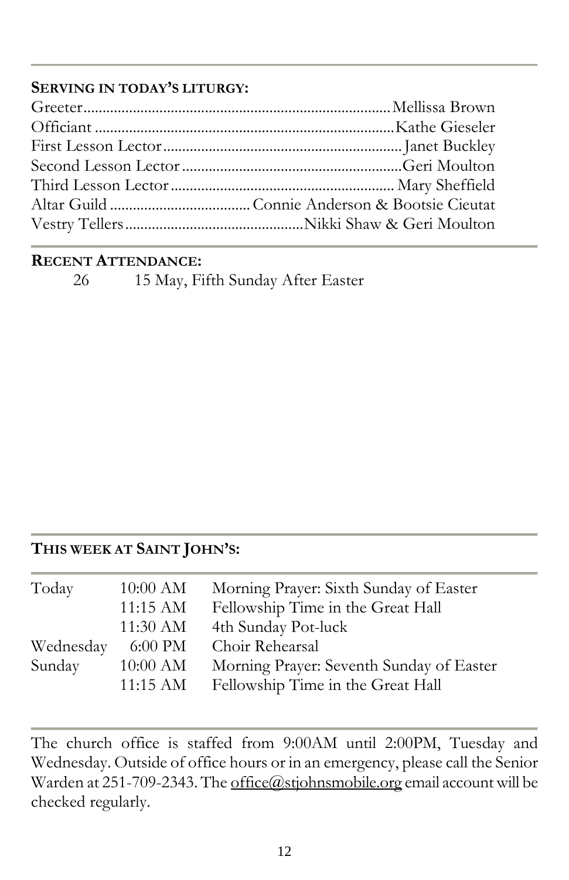## Serving in today's liturgy:

Greeter.............................................................................Mellissa Brown
Officiant ...........................................................................Kathe Gieseler
First Lesson Lector.............................................................Janet Buckley
Second Lesson Lector.........................................................Geri Moulton
Third Lesson Lector.......................................................... Mary Sheffield
Altar Guild .................................... Connie Anderson & Bootsie Cieutat
Vestry Tellers..............................................Nikki Shaw & Geri Moulton

## Recent Attendance:

26 15 May, Fifth Sunday After Easter

## This week at Saint John's:

| | | |
|---|---|---|
| Today | 10:00 AM | Morning Prayer: Sixth Sunday of Easter |
| | 11:15 AM | Fellowship Time in the Great Hall |
| | 11:30 AM | 4th Sunday Pot-luck |
| Wednesday | 6:00 PM | Choir Rehearsal |
| Sunday | 10:00 AM | Morning Prayer: Seventh Sunday of Easter |
| | 11:15 AM | Fellowship Time in the Great Hall |

The church office is staffed from 9:00AM until 2:00PM, Tuesday and Wednesday. Outside of office hours or in an emergency, please call the Senior Warden at 251-709-2343. The office@stjohnsmobile.org email account will be checked regularly.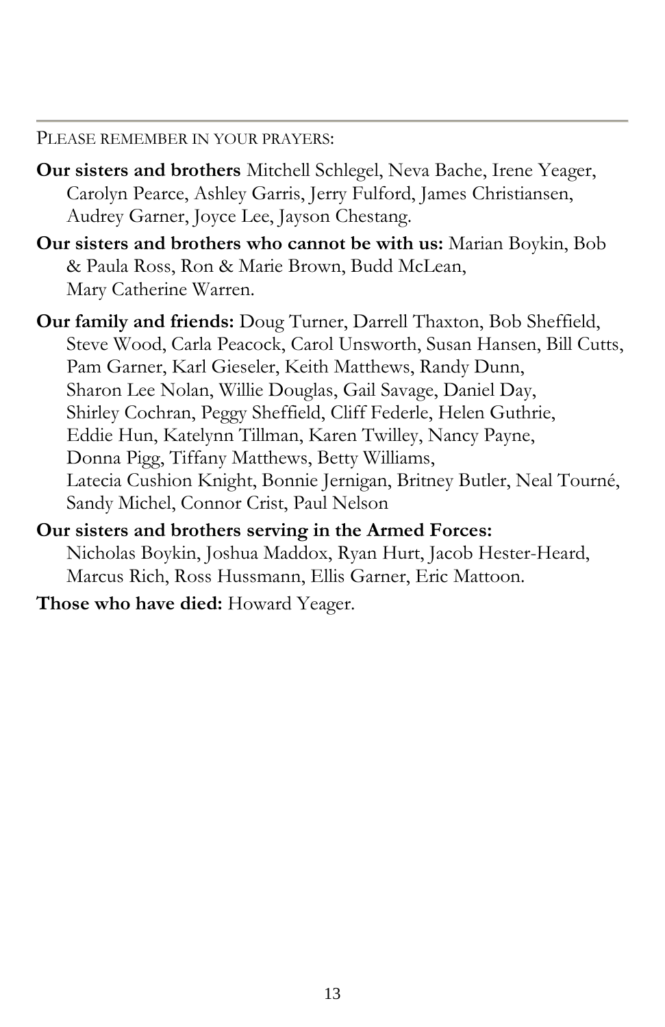PLEASE REMEMBER IN YOUR PRAYERS:

**Our sisters and brothers** Mitchell Schlegel, Neva Bache, Irene Yeager, Carolyn Pearce, Ashley Garris, Jerry Fulford, James Christiansen, Audrey Garner, Joyce Lee, Jayson Chestang.

**Our sisters and brothers who cannot be with us:** Marian Boykin, Bob & Paula Ross, Ron & Marie Brown, Budd McLean, Mary Catherine Warren.

**Our family and friends:** Doug Turner, Darrell Thaxton, Bob Sheffield, Steve Wood, Carla Peacock, Carol Unsworth, Susan Hansen, Bill Cutts, Pam Garner, Karl Gieseler, Keith Matthews, Randy Dunn, Sharon Lee Nolan, Willie Douglas, Gail Savage, Daniel Day, Shirley Cochran, Peggy Sheffield, Cliff Federle, Helen Guthrie, Eddie Hun, Katelynn Tillman, Karen Twilley, Nancy Payne, Donna Pigg, Tiffany Matthews, Betty Williams, Latecia Cushion Knight, Bonnie Jernigan, Britney Butler, Neal Tourné, Sandy Michel, Connor Crist, Paul Nelson

**Our sisters and brothers serving in the Armed Forces:** Nicholas Boykin, Joshua Maddox, Ryan Hurt, Jacob Hester-Heard, Marcus Rich, Ross Hussmann, Ellis Garner, Eric Mattoon.

**Those who have died:** Howard Yeager.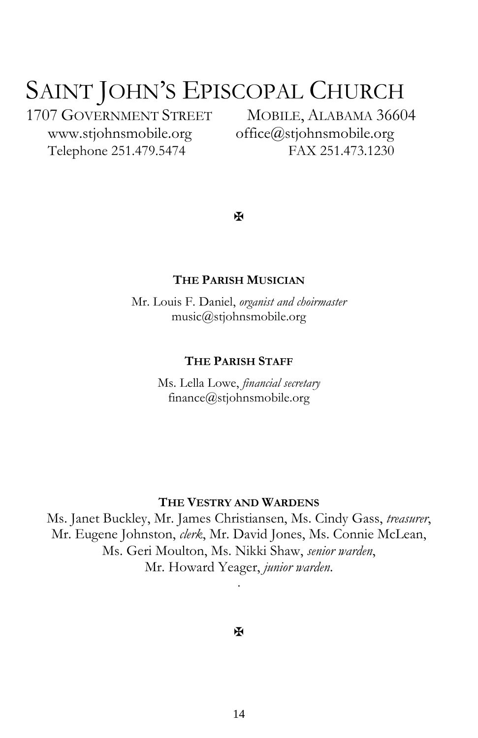# SAINT JOHN'S EPISCOPAL CHURCH

1707 GOVERNMENT STREET MOBILE, ALABAMA 36604

www.stjohnsmobile.org office@stjohnsmobile.org

Telephone 251.479.5474 FAX 251.473.1230

✠

**THE PARISH MUSICIAN**

Mr. Louis F. Daniel, *organist and choirmaster*
music@stjohnsmobile.org

**THE PARISH STAFF**

Ms. Lella Lowe, *financial secretary*
finance@stjohnsmobile.org

**THE VESTRY AND WARDENS**

Ms. Janet Buckley, Mr. James Christiansen, Ms. Cindy Gass, *treasurer*, Mr. Eugene Johnston, *clerk*, Mr. David Jones, Ms. Connie McLean, Ms. Geri Moulton, Ms. Nikki Shaw, *senior warden*, Mr. Howard Yeager, *junior warden*.

✠